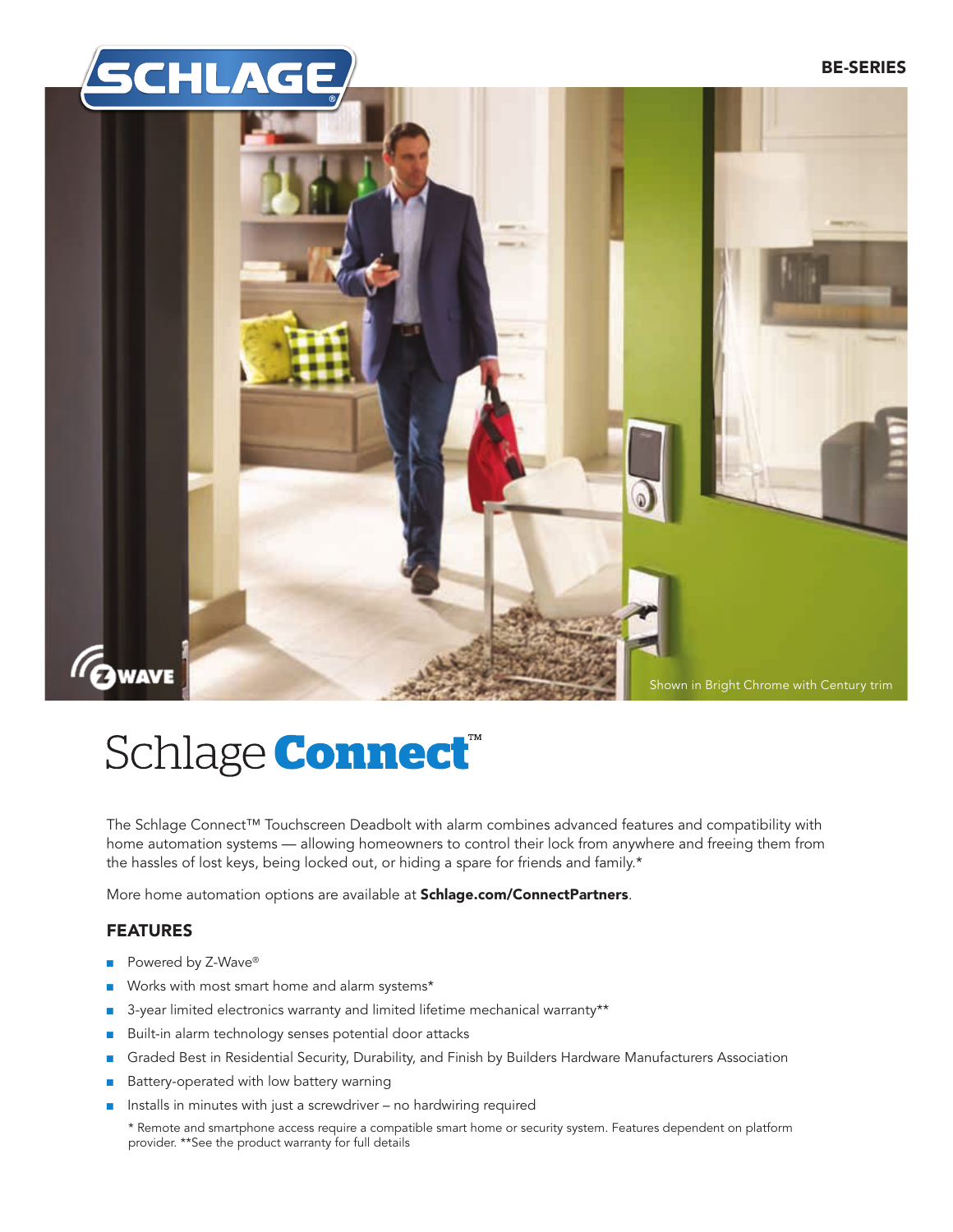BE-SERIES

Shown in Bright Chrome with Century trim

# Schlage Connect™

The Schlage Connect™ Touchscreen Deadbolt with alarm combines advanced features and compatibility with home automation systems — allowing homeowners to control their lock from anywhere and freeing them from the hassles of lost keys, being locked out, or hiding a spare for friends and family.*

More home automation options are available at **Schlage.com/ConnectPartners**.

## FEATURES

- Powered by Z-Wave®
- Works with most smart home and alarm systems*
- 3-year limited electronics warranty and limited lifetime mechanical warranty**
- Built-in alarm technology senses potential door attacks
- Graded Best in Residential Security, Durability, and Finish by Builders Hardware Manufacturers Association
- Battery-operated with low battery warning
- Installs in minutes with just a screwdriver – no hardwiring required

\* Remote and smartphone access require a compatible smart home or security system. Features dependent on platform provider. **See the product warranty for full details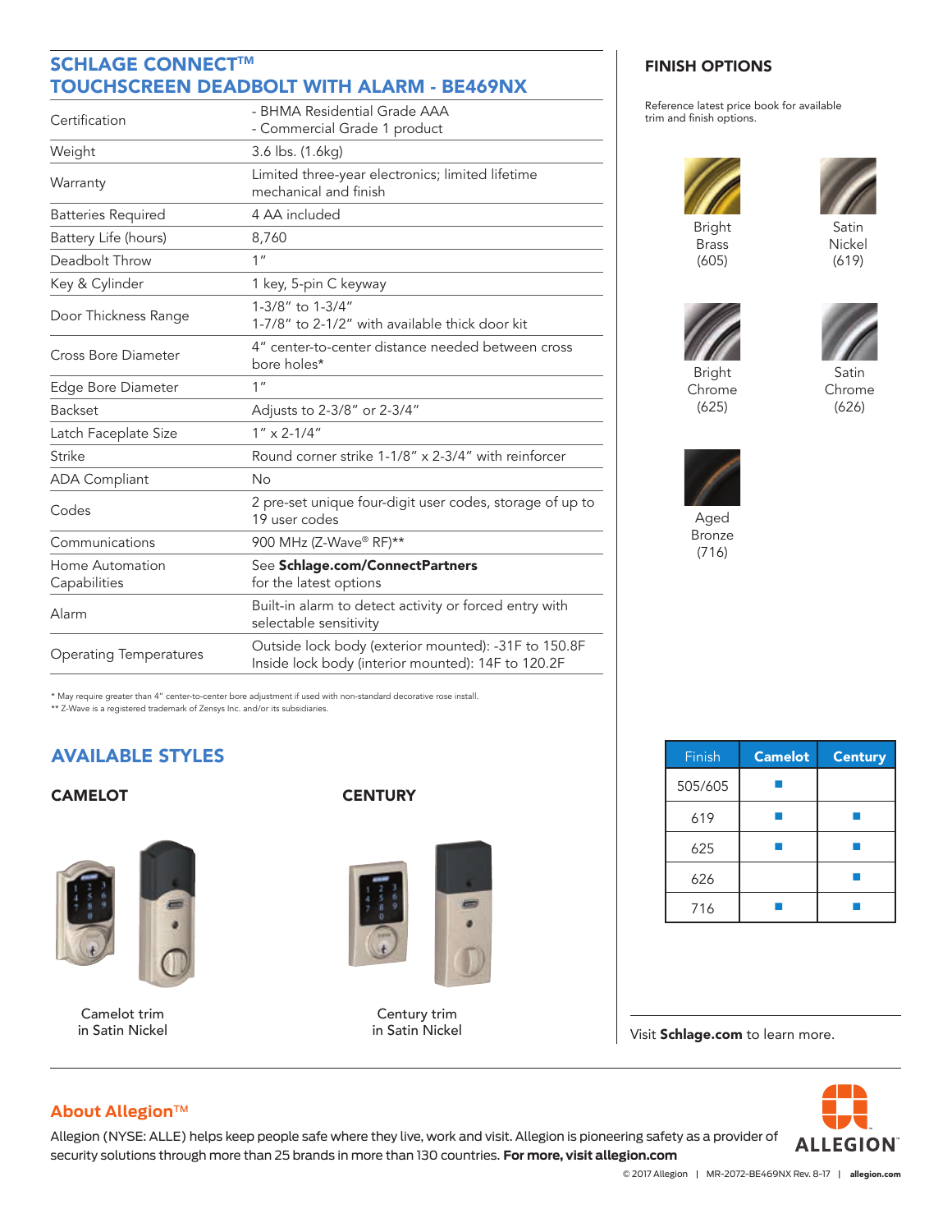## SCHLAGE CONNECT™ TOUCHSCREEN DEADBOLT WITH ALARM - BE469NX

| | |
|---|---|
| Certification | - BHMA Residential Grade AAA<br>- Commercial Grade 1 product |
| Weight | 3.6 lbs. (1.6kg) |
| Warranty | Limited three-year electronics; limited lifetime mechanical and finish |
| Batteries Required | 4 AA included |
| Battery Life (hours) | 8,760 |
| Deadbolt Throw | 1" |
| Key & Cylinder | 1 key, 5-pin C keyway |
| Door Thickness Range | 1-3/8" to 1-3/4"<br>1-7/8" to 2-1/2" with available thick door kit |
| Cross Bore Diameter | 4" center-to-center distance needed between cross bore holes* |
| Edge Bore Diameter | 1" |
| Backset | Adjusts to 2-3/8" or 2-3/4" |
| Latch Faceplate Size | 1" x 2-1/4" |
| Strike | Round corner strike 1-1/8" x 2-3/4" with reinforcer |
| ADA Compliant | No |
| Codes | 2 pre-set unique four-digit user codes, storage of up to 19 user codes |
| Communications | 900 MHz (Z-Wave® RF)** |
| Home Automation Capabilities | See **Schlage.com/ConnectPartners** for the latest options |
| Alarm | Built-in alarm to detect activity or forced entry with selectable sensitivity |
| Operating Temperatures | Outside lock body (exterior mounted): -31F to 150.8F<br>Inside lock body (interior mounted): 14F to 120.2F |

\* May require greater than 4" center-to-center bore adjustment if used with non-standard decorative rose install.
\** Z-Wave is a registered trademark of Zensys Inc. and/or its subsidiaries.

## AVAILABLE STYLES

### CAMELOT

Camelot trim in Satin Nickel

### CENTURY

Century trim in Satin Nickel

## FINISH OPTIONS

Reference latest price book for available trim and finish options.

Bright Brass (605)

Satin Nickel (619)

Bright Chrome (625)

Satin Chrome (626)

Aged Bronze (716)

| Finish | Camelot | Century |
|---|---|---|
| 505/605 | ■ | |
| 619 | ■ | ■ |
| 625 | ■ | ■ |
| 626 | | ■ |
| 716 | ■ | ■ |

Visit **Schlage.com** to learn more.

### About Allegion™

Allegion (NYSE: ALLE) helps keep people safe where they live, work and visit. Allegion is pioneering safety as a provider of security solutions through more than 25 brands in more than 130 countries. **For more, visit allegion.com**

ALLEGION™

© 2017 Allegion | MR-2072-BE469NX Rev. 8-17 | **allegion.com**